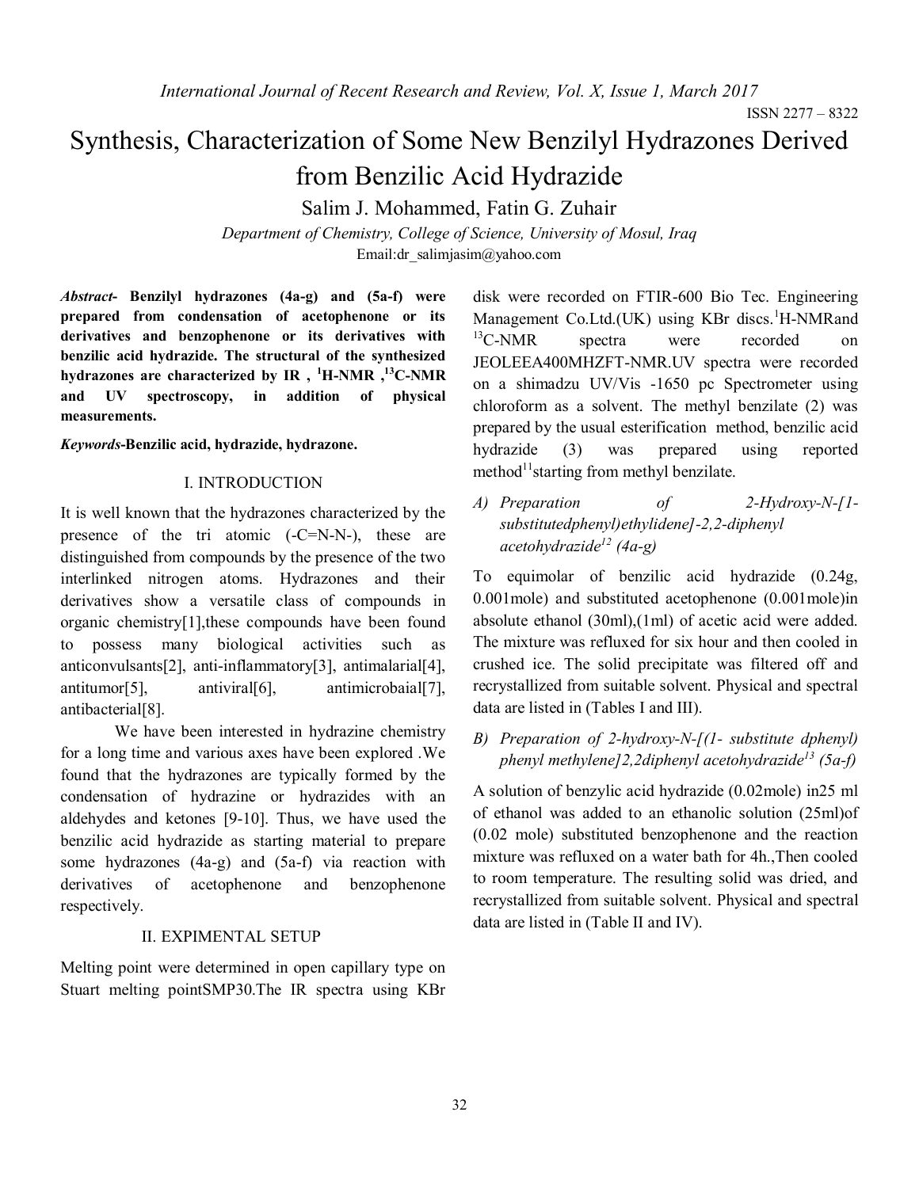ISSN 2277 – 8322

# Synthesis, Characterization of Some New Benzilyl Hydrazones Derived from Benzilic Acid Hydrazide

Salim J. Mohammed, Fatin G. Zuhair

*Department of Chemistry, College of Science, University of Mosul, Iraq*

Email:dr_salimjasim@yahoo.com

***Abstract*- Benzilyl hydrazones (4a-g) and (5a-f) were prepared from condensation of acetophenone or its derivatives and benzophenone or its derivatives with benzilic acid hydrazide. The structural of the synthesized hydrazones are characterized by IR , $^{1}$H-NMR ,$^{13}$C-NMR and UV spectroscopy, in addition of physical measurements.**

***Keywords*-Benzilic acid, hydrazide, hydrazone.**

## I. INTRODUCTION

It is well known that the hydrazones characterized by the presence of the tri atomic (-C=N-N-), these are distinguished from compounds by the presence of the two interlinked nitrogen atoms. Hydrazones and their derivatives show a versatile class of compounds in organic chemistry[1],these compounds have been found to possess many biological activities such as anticonvulsants[2], anti-inflammatory[3], antimalarial[4], antitumor[5], antiviral[6], antimicrobaial[7], antibacterial[8].

We have been interested in hydrazine chemistry for a long time and various axes have been explored .We found that the hydrazones are typically formed by the condensation of hydrazine or hydrazides with an aldehydes and ketones [9-10]. Thus, we have used the benzilic acid hydrazide as starting material to prepare some hydrazones (4a-g) and (5a-f) via reaction with derivatives of acetophenone and benzophenone respectively.

## II. EXPIMENTAL SETUP

Melting point were determined in open capillary type on Stuart melting pointSMP30.The IR spectra using KBr disk were recorded on FTIR-600 Bio Tec. Engineering Management Co.Ltd.(UK) using KBr discs.$^{1}$H-NMRand $^{13}$C-NMR spectra were recorded on JEOLEEA400MHZFT-NMR.UV spectra were recorded on a shimadzu UV/Vis -1650 pc Spectrometer using chloroform as a solvent. The methyl benzilate (2) was prepared by the usual esterification method, benzilic acid hydrazide (3) was prepared using reported method[11]starting from methyl benzilate.

### *A) Preparation of 2-Hydroxy-N-[1-substitutedphenyl)ethylidene]-2,2-diphenyl acetohydrazide[12] (4a-g)*

To equimolar of benzilic acid hydrazide (0.24g, 0.001mole) and substituted acetophenone (0.001mole)in absolute ethanol (30ml),(1ml) of acetic acid were added. The mixture was refluxed for six hour and then cooled in crushed ice. The solid precipitate was filtered off and recrystallized from suitable solvent. Physical and spectral data are listed in (Tables I and III).

### *B) Preparation of 2-hydroxy-N-[(1- substitute dphenyl) phenyl methylene]2,2diphenyl acetohydrazide[13] (5a-f)*

A solution of benzylic acid hydrazide (0.02mole) in25 ml of ethanol was added to an ethanolic solution (25ml)of (0.02 mole) substituted benzophenone and the reaction mixture was refluxed on a water bath for 4h.,Then cooled to room temperature. The resulting solid was dried, and recrystallized from suitable solvent. Physical and spectral data are listed in (Table II and IV).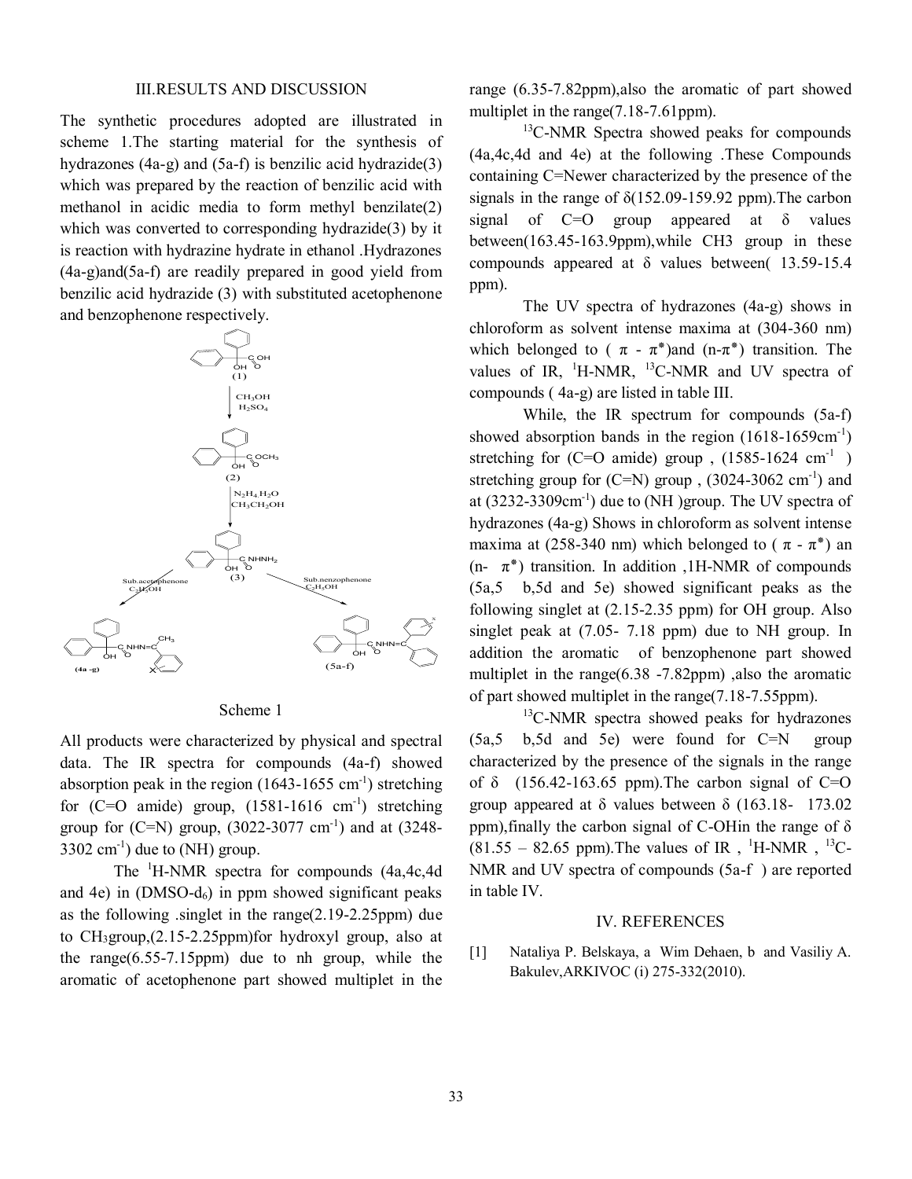## III.RESULTS AND DISCUSSION

The synthetic procedures adopted are illustrated in scheme 1.The starting material for the synthesis of hydrazones (4a-g) and (5a-f) is benzilic acid hydrazide(3) which was prepared by the reaction of benzilic acid with methanol in acidic media to form methyl benzilate(2) which was converted to corresponding hydrazide(3) by it is reaction with hydrazine hydrate in ethanol .Hydrazones (4a-g)and(5a-f) are readily prepared in good yield from benzilic acid hydrazide (3) with substituted acetophenone and benzophenone respectively.

Scheme 1

All products were characterized by physical and spectral data. The IR spectra for compounds (4a-f) showed absorption peak in the region (1643-1655 $cm^{-1}$) stretching for (C=O amide) group, (1581-1616 $cm^{-1}$) stretching group for (C=N) group, (3022-3077 $cm^{-1}$) and at (3248-3302 $cm^{-1}$) due to (NH) group.

The $^{1}$H-NMR spectra for compounds (4a,4c,4d and 4e) in (DMSO-$d_6$) in ppm showed significant peaks as the following .singlet in the range(2.19-2.25ppm) due to $CH_3$group,(2.15-2.25ppm)for hydroxyl group, also at the range(6.55-7.15ppm) due to nh group, while the aromatic of acetophenone part showed multiplet in the range (6.35-7.82ppm),also the aromatic of part showed multiplet in the range(7.18-7.61ppm).

$^{13}$C-NMR Spectra showed peaks for compounds (4a,4c,4d and 4e) at the following .These Compounds containing C=Newer characterized by the presence of the signals in the range of δ(152.09-159.92 ppm).The carbon signal of C=O group appeared at δ values between(163.45-163.9ppm),while CH3 group in these compounds appeared at δ values between( 13.59-15.4 ppm).

The UV spectra of hydrazones (4a-g) shows in chloroform as solvent intense maxima at (304-360 nm) which belonged to ( π - π*)and (n-π*) transition. The values of IR, $^{1}$H-NMR, $^{13}$C-NMR and UV spectra of compounds ( 4a-g) are listed in table III.

While, the IR spectrum for compounds (5a-f) showed absorption bands in the region (1618-1659$cm^{-1}$) stretching for (C=O amide) group , (1585-1624 $cm^{-1}$ ) stretching group for (C=N) group , (3024-3062 $cm^{-1}$) and at (3232-3309$cm^{-1}$) due to (NH )group. The UV spectra of hydrazones (4a-g) Shows in chloroform as solvent intense maxima at (258-340 nm) which belonged to ( π - π*) an (n- π*) transition. In addition ,1H-NMR of compounds (5a,5 b,5d and 5e) showed significant peaks as the following singlet at (2.15-2.35 ppm) for OH group. Also singlet peak at (7.05- 7.18 ppm) due to NH group. In addition the aromatic of benzophenone part showed multiplet in the range(6.38 -7.82ppm) ,also the aromatic of part showed multiplet in the range(7.18-7.55ppm).

$^{13}$C-NMR spectra showed peaks for hydrazones (5a,5 b,5d and 5e) were found for C=N group characterized by the presence of the signals in the range of δ (156.42-163.65 ppm).The carbon signal of C=O group appeared at δ values between δ (163.18- 173.02 ppm),finally the carbon signal of C-OHin the range of δ (81.55 – 82.65 ppm).The values of IR , $^{1}$H-NMR , $^{13}$C-NMR and UV spectra of compounds (5a-f ) are reported in table IV.

## IV. REFERENCES

[1] Nataliya P. Belskaya, a Wim Dehaen, b and Vasiliy A. Bakulev,ARKIVOC (i) 275-332(2010).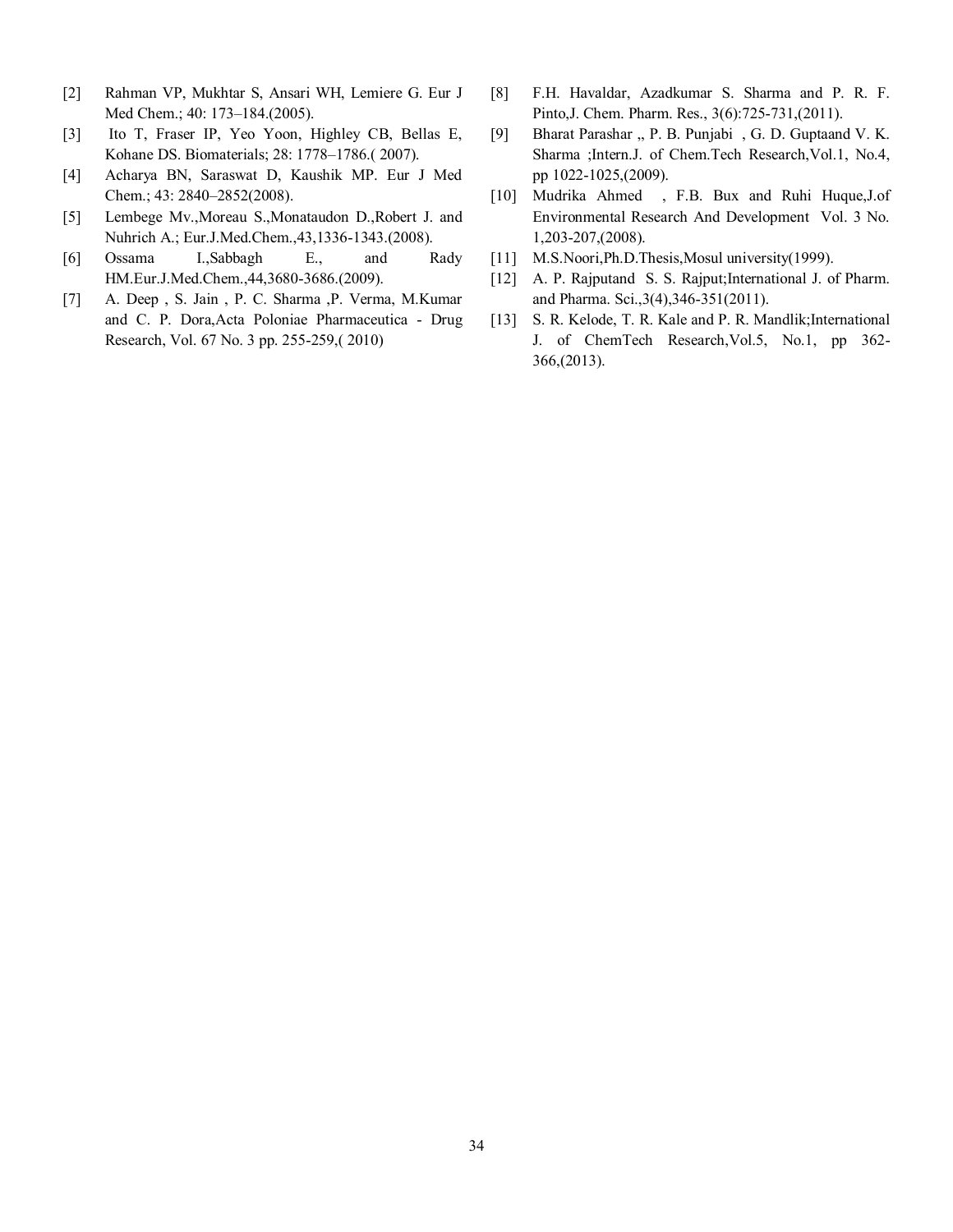[2] Rahman VP, Mukhtar S, Ansari WH, Lemiere G. Eur J Med Chem.; 40: 173–184.(2005).

[3] Ito T, Fraser IP, Yeo Yoon, Highley CB, Bellas E, Kohane DS. Biomaterials; 28: 1778–1786.( 2007).

[4] Acharya BN, Saraswat D, Kaushik MP. Eur J Med Chem.; 43: 2840–2852(2008).

[5] Lembege Mv.,Moreau S.,Monataudon D.,Robert J. and Nuhrich A.; Eur.J.Med.Chem.,43,1336-1343.(2008).

[6] Ossama I.,Sabbagh E., and Rady HM.Eur.J.Med.Chem.,44,3680-3686.(2009).

[7] A. Deep , S. Jain , P. C. Sharma ,P. Verma, M.Kumar and C. P. Dora,Acta Poloniae Pharmaceutica - Drug Research, Vol. 67 No. 3 pp. 255-259,( 2010)

[8] F.H. Havaldar, Azadkumar S. Sharma and P. R. F. Pinto,J. Chem. Pharm. Res., 3(6):725-731,(2011).

[9] Bharat Parashar ,, P. B. Punjabi , G. D. Guptaand V. K. Sharma ;Intern.J. of Chem.Tech Research,Vol.1, No.4, pp 1022-1025,(2009).

[10] Mudrika Ahmed , F.B. Bux and Ruhi Huque,J.of Environmental Research And Development Vol. 3 No. 1,203-207,(2008).

[11] M.S.Noori,Ph.D.Thesis,Mosul university(1999).

[12] A. P. Rajputand S. S. Rajput;International J. of Pharm. and Pharma. Sci.,3(4),346-351(2011).

[13] S. R. Kelode, T. R. Kale and P. R. Mandlik;International J. of ChemTech Research,Vol.5, No.1, pp 362-366,(2013).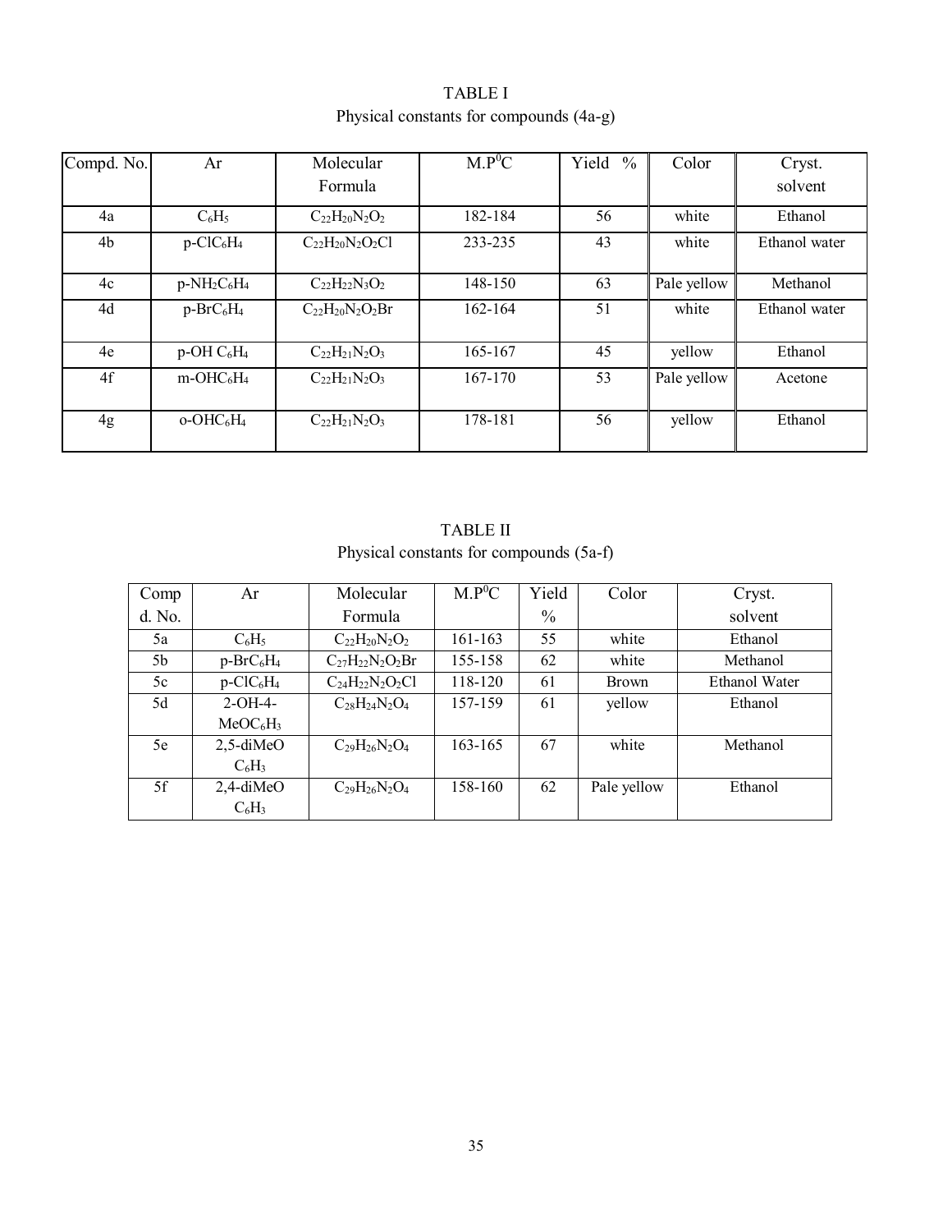TABLE I

Physical constants for compounds (4a-g)

| Compd. No. | Ar | Molecular Formula | M.P$^0$C | Yield % | Color | Cryst. solvent |
|---|---|---|---|---|---|---|
| 4a | $C_6H_5$ | $C_{22}H_{20}N_2O_2$ | 182-184 | 56 | white | Ethanol |
| 4b | p-$ClC_6H_4$ | $C_{22}H_{20}N_2O_2Cl$ | 233-235 | 43 | white | Ethanol water |
| 4c | p-$NH_2C_6H_4$ | $C_{22}H_{22}N_3O_2$ | 148-150 | 63 | Pale yellow | Methanol |
| 4d | p-$BrC_6H_4$ | $C_{22}H_{20}N_2O_2Br$ | 162-164 | 51 | white | Ethanol water |
| 4e | p-OH $C_6H_4$ | $C_{22}H_{21}N_2O_3$ | 165-167 | 45 | yellow | Ethanol |
| 4f | m-$OHC_6H_4$ | $C_{22}H_{21}N_2O_3$ | 167-170 | 53 | Pale yellow | Acetone |
| 4g | o-$OHC_6H_4$ | $C_{22}H_{21}N_2O_3$ | 178-181 | 56 | yellow | Ethanol |

TABLE II

Physical constants for compounds (5a-f)

| Compd. No. | Ar | Molecular Formula | M.P$^0$C | Yield % | Color | Cryst. solvent |
|---|---|---|---|---|---|---|
| 5a | $C_6H_5$ | $C_{22}H_{20}N_2O_2$ | 161-163 | 55 | white | Ethanol |
| 5b | p-$BrC_6H_4$ | $C_{27}H_{22}N_2O_2Br$ | 155-158 | 62 | white | Methanol |
| 5c | p-$ClC_6H_4$ | $C_{24}H_{22}N_2O_2Cl$ | 118-120 | 61 | Brown | Ethanol Water |
| 5d | 2-OH-4-$MeOC_6H_3$ | $C_{28}H_{24}N_2O_4$ | 157-159 | 61 | yellow | Ethanol |
| 5e | 2,5-diMeO $C_6H_3$ | $C_{29}H_{26}N_2O_4$ | 163-165 | 67 | white | Methanol |
| 5f | 2,4-diMeO $C_6H_3$ | $C_{29}H_{26}N_2O_4$ | 158-160 | 62 | Pale yellow | Ethanol |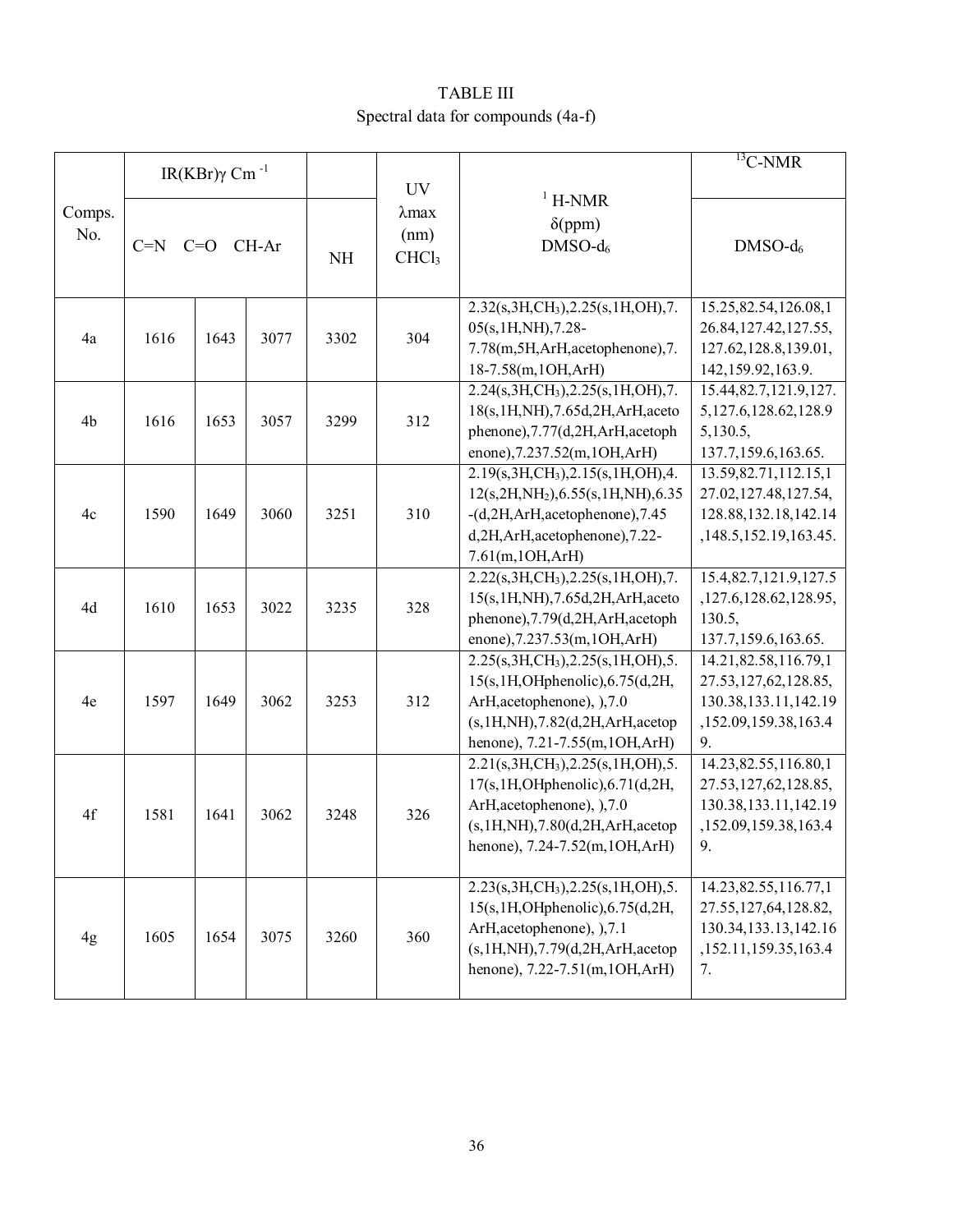TABLE III
Spectral data for compounds (4a-f)

| Comps. No. | IR(KBr)γ $Cm^{-1}$ | | | | UV λmax (nm) $CHCl_3$ | $^1$H-NMR δ(ppm) DMSO-$d_6$ | $^{13}$C-NMR DMSO-$d_6$ |
|---|---|---|---|---|---|---|---|
| | C=N | C=O | CH-Ar | NH | | | |
| 4a | 1616 | 1643 | 3077 | 3302 | 304 | 2.32(s,3H,$CH_3$),2.25(s,1H,OH),7.05(s,1H,NH),7.28-7.78(m,5H,ArH,acetophenone),7.18-7.58(m,1OH,ArH) | 15.25,82.54,126.08,126.84,127.42,127.55,127.62,128.8,139.01,142,159.92,163.9. |
| 4b | 1616 | 1653 | 3057 | 3299 | 312 | 2.24(s,3H,$CH_3$),2.25(s,1H,OH),7.18(s,1H,NH),7.65d,2H,ArH,acetophenone),7.77(d,2H,ArH,acetophenone),7.237.52(m,1OH,ArH) | 15.44,82.7,121.9,127.5,127.6,128.62,128.95,130.5, 137.7,159.6,163.65. |
| 4c | 1590 | 1649 | 3060 | 3251 | 310 | 2.19(s,3H,$CH_3$),2.15(s,1H,OH),4.12(s,2H,$NH_2$),6.55(s,1H,NH),6.35-(d,2H,ArH,acetophenone),7.45 d,2H,ArH,acetophenone),7.22-7.61(m,1OH,ArH) | 13.59,82.71,112.15,127.02,127.48,127.54,128.88,132.18,142.14,148.5,152.19,163.45. |
| 4d | 1610 | 1653 | 3022 | 3235 | 328 | 2.22(s,3H,$CH_3$),2.25(s,1H,OH),7.15(s,1H,NH),7.65d,2H,ArH,acetophenone),7.79(d,2H,ArH,acetophenone),7.237.53(m,1OH,ArH) | 15.4,82.7,121.9,127.5,127.6,128.62,128.95,130.5, 137.7,159.6,163.65. |
| 4e | 1597 | 1649 | 3062 | 3253 | 312 | 2.25(s,3H,$CH_3$),2.25(s,1H,OH),5.15(s,1H,OHphenolic),6.75(d,2H,ArH,acetophenone), ),7.0 (s,1H,NH),7.82(d,2H,ArH,acetophenone), 7.21-7.55(m,1OH,ArH) | 14.21,82.58,116.79,127.53,127,62,128.85,130.38,133.11,142.19,152.09,159.38,163.49. |
| 4f | 1581 | 1641 | 3062 | 3248 | 326 | 2.21(s,3H,$CH_3$),2.25(s,1H,OH),5.17(s,1H,OHphenolic),6.71(d,2H,ArH,acetophenone), ),7.0 (s,1H,NH),7.80(d,2H,ArH,acetophenone), 7.24-7.52(m,1OH,ArH) | 14.23,82.55,116.80,127.53,127,62,128.85,130.38,133.11,142.19,152.09,159.38,163.49. |
| 4g | 1605 | 1654 | 3075 | 3260 | 360 | 2.23(s,3H,$CH_3$),2.25(s,1H,OH),5.15(s,1H,OHphenolic),6.75(d,2H,ArH,acetophenone), ),7.1 (s,1H,NH),7.79(d,2H,ArH,acetophenone), 7.22-7.51(m,1OH,ArH) | 14.23,82.55,116.77,127.55,127,64,128.82,130.34,133.13,142.16,152.11,159.35,163.47. |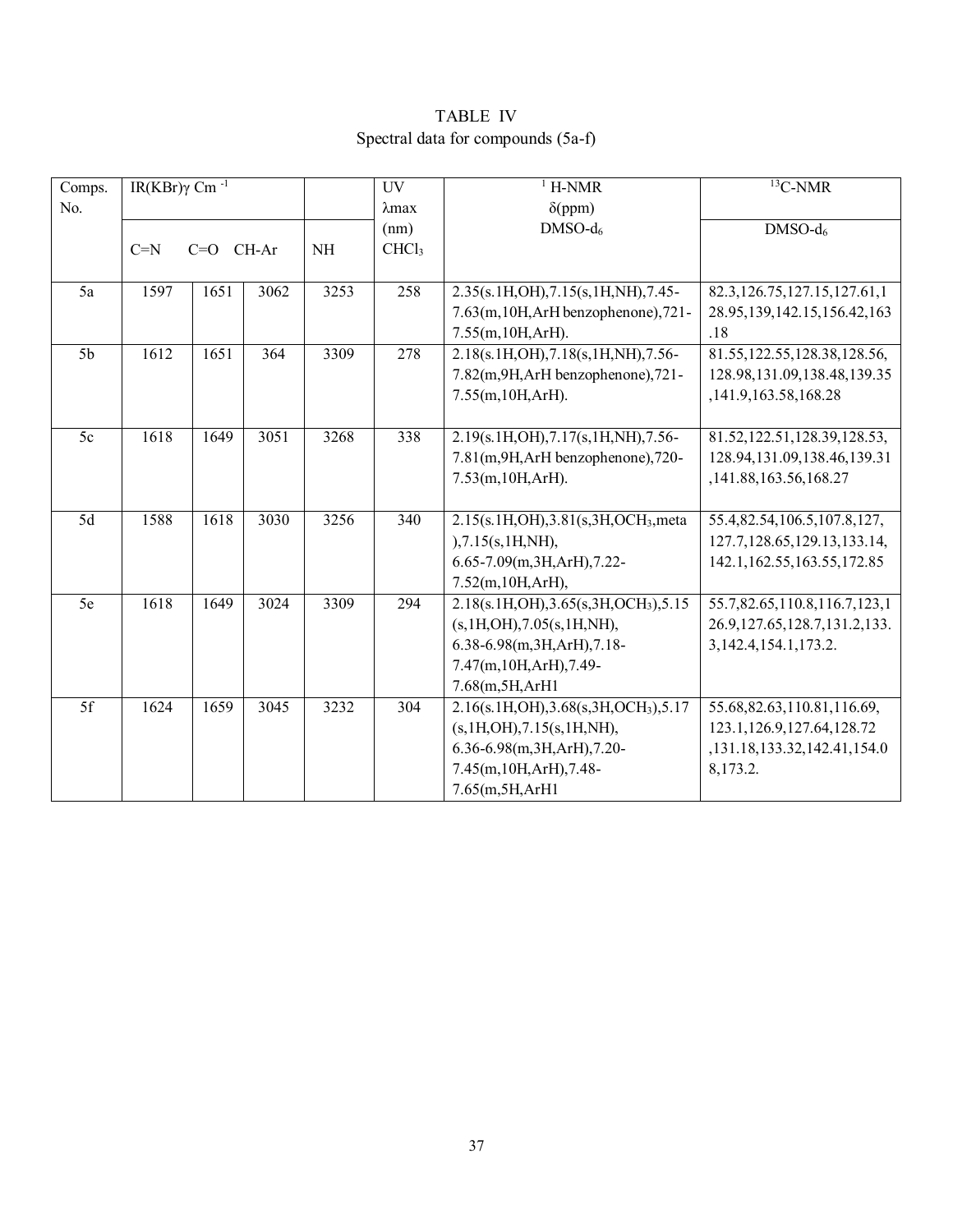TABLE IV
Spectral data for compounds (5a-f)

| Comps. No. | IR(KBr)γ Cm $^{-1}$ | | | | UV λmax (nm) $CHCl_3$ | $^1$ H-NMR δ(ppm) DMSO-$d_6$ | $^{13}$C-NMR |
|---|---|---|---|---|---|---|---|
| | C=N | C=O | CH-Ar | NH | | | DMSO-$d_6$ |
| 5a | 1597 | 1651 | 3062 | 3253 | 258 | 2.35(s.1H,OH),7.15(s,1H,NH),7.45-7.63(m,10H,ArH benzophenone),721-7.55(m,10H,ArH). | 82.3,126.75,127.15,127.61,128.95,139,142.15,156.42,163.18 |
| 5b | 1612 | 1651 | 364 | 3309 | 278 | 2.18(s.1H,OH),7.18(s,1H,NH),7.56-7.82(m,9H,ArH benzophenone),721-7.55(m,10H,ArH). | 81.55,122.55,128.38,128.56,128.98,131.09,138.48,139.35,141.9,163.58,168.28 |
| 5c | 1618 | 1649 | 3051 | 3268 | 338 | 2.19(s.1H,OH),7.17(s,1H,NH),7.56-7.81(m,9H,ArH benzophenone),720-7.53(m,10H,ArH). | 81.52,122.51,128.39,128.53,128.94,131.09,138.46,139.31,141.88,163.56,168.27 |
| 5d | 1588 | 1618 | 3030 | 3256 | 340 | 2.15(s.1H,OH),3.81(s,3H,$OCH_3$,meta),7.15(s,1H,NH), 6.65-7.09(m,3H,ArH),7.22-7.52(m,10H,ArH), | 55.4,82.54,106.5,107.8,127,127.7,128.65,129.13,133.14,142.1,162.55,163.55,172.85 |
| 5e | 1618 | 1649 | 3024 | 3309 | 294 | 2.18(s.1H,OH),3.65(s,3H,$OCH_3$),5.15(s,1H,OH),7.05(s,1H,NH), 6.38-6.98(m,3H,ArH),7.18-7.47(m,10H,ArH),7.49-7.68(m,5H,ArH1 | 55.7,82.65,110.8,116.7,123,126.9,127.65,128.7,131.2,133.3,142.4,154.1,173.2. |
| 5f | 1624 | 1659 | 3045 | 3232 | 304 | 2.16(s.1H,OH),3.68(s,3H,$OCH_3$),5.17(s,1H,OH),7.15(s,1H,NH), 6.36-6.98(m,3H,ArH),7.20-7.45(m,10H,ArH),7.48-7.65(m,5H,ArH1 | 55.68,82.63,110.81,116.69,123.1,126.9,127.64,128.72,131.18,133.32,142.41,154.08,173.2. |